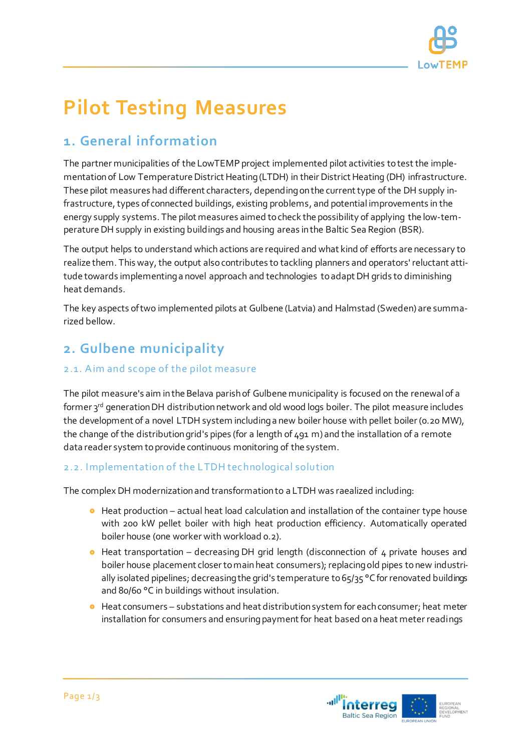# Pilot Testing Measures

## 1. General information

The partner municipalities of the LowTEMP project implemented pilot activities to test the implementation of Low Temperature District Heating (LTDH) in their District Heating (DH) infrastructure. These pilot measures had different characters, depending on the current type of the DH supply infrastructure, types of connected buildings, existing problems, and potential improvements in the energy supply systems. The pilot measures aimed to check the possibility of applying the low-temperature DH supply in existing buildings and housing areas in the Baltic Sea Region (BSR).

The output helps to understand which actions are required and what kind of efforts are necessary to realize them. This way, the output also contributes to tackling planners and operators' reluctant attitude towards implementing a novel approach and technologies to adapt DH grids to diminishing heat demands.

The key aspects of two implemented pilots at Gulbene (Latvia) and Halmstad (Sweden) are summarized bellow.

## 2. Gulbene municipality

### 2.1. Aim and scope of the pilot measure

The pilot measure's aim in the Belava parish of Gulbene municipality is focused on the renewal of a former 3rd generation DH distribution network and old wood logs boiler. The pilot measure includes the development of a novel LTDH system including a new boiler house with pellet boiler (0.20 MW), the change of the distribution grid's pipes (for a length of 491 m) and the installation of a remote data reader system to provide continuous monitoring of the system.

### 2.2. Implementation of the LTDH technological solution

The complex DH modernization and transformation to a LTDH was raealized including:

- Heat production – actual heat load calculation and installation of the container type house with 200 kW pellet boiler with high heat production efficiency. Automatically operated boiler house (one worker with workload 0.2).
- Heat transportation – decreasing DH grid length (disconnection of 4 private houses and boiler house placement closer to main heat consumers); replacing old pipes to new industrially isolated pipelines; decreasing the grid's temperature to 65/35 °C for renovated buildings and 80/60 °C in buildings without insulation.
- Heat consumers – substations and heat distribution system for each consumer; heat meter installation for consumers and ensuring payment for heat based on a heat meter readings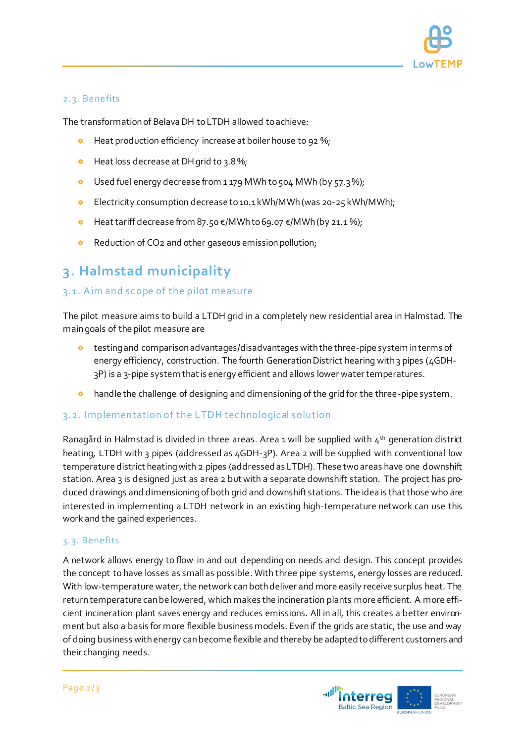### 2.3. Benefits

The transformation of Belava DH to LTDH allowed to achieve:

- Heat production efficiency increase at boiler house to 92 %;
- Heat loss decrease at DH grid to 3.8 %;
- Used fuel energy decrease from 1 179 MWh to 504 MWh (by 57.3 %);
- Electricity consumption decrease to 10.1 kWh/MWh (was 20-25 kWh/MWh);
- Heat tariff decrease from 87.50 €/MWh to 69.07 €/MWh (by 21.1 %);
- Reduction of $CO_2$ and other gaseous emission pollution;

## 3. Halmstad municipality

### 3.1. Aim and scope of the pilot measure

The pilot measure aims to build a LTDH grid in a completely new residential area in Halmstad. The main goals of the pilot measure are

- testing and comparison advantages/disadvantages with the three-pipe system in terms of energy efficiency, construction. The fourth Generation District hearing with 3 pipes (4GDH-3P) is a 3-pipe system that is energy efficient and allows lower water temperatures.
- handle the challenge of designing and dimensioning of the grid for the three-pipe system.

### 3.2. Implementation of the LTDH technological solution

Ranagård in Halmstad is divided in three areas. Area 1 will be supplied with $4^{th}$ generation district heating, LTDH with 3 pipes (addressed as 4GDH-3P). Area 2 will be supplied with conventional low temperature district heating with 2 pipes (addressed as LTDH). These two areas have one downshift station. Area 3 is designed just as area 2 but with a separate downshift station. The project has produced drawings and dimensioning of both grid and downshift stations. The idea is that those who are interested in implementing a LTDH network in an existing high-temperature network can use this work and the gained experiences.

### 3.3. Benefits

A network allows energy to flow in and out depending on needs and design. This concept provides the concept to have losses as small as possible. With three pipe systems, energy losses are reduced. With low-temperature water, the network can both deliver and more easily receive surplus heat. The return temperature can be lowered, which makes the incineration plants more efficient. A more efficient incineration plant saves energy and reduces emissions. All in all, this creates a better environment but also a basis for more flexible business models. Even if the grids are static, the use and way of doing business with energy can become flexible and thereby be adapted to different customers and their changing needs.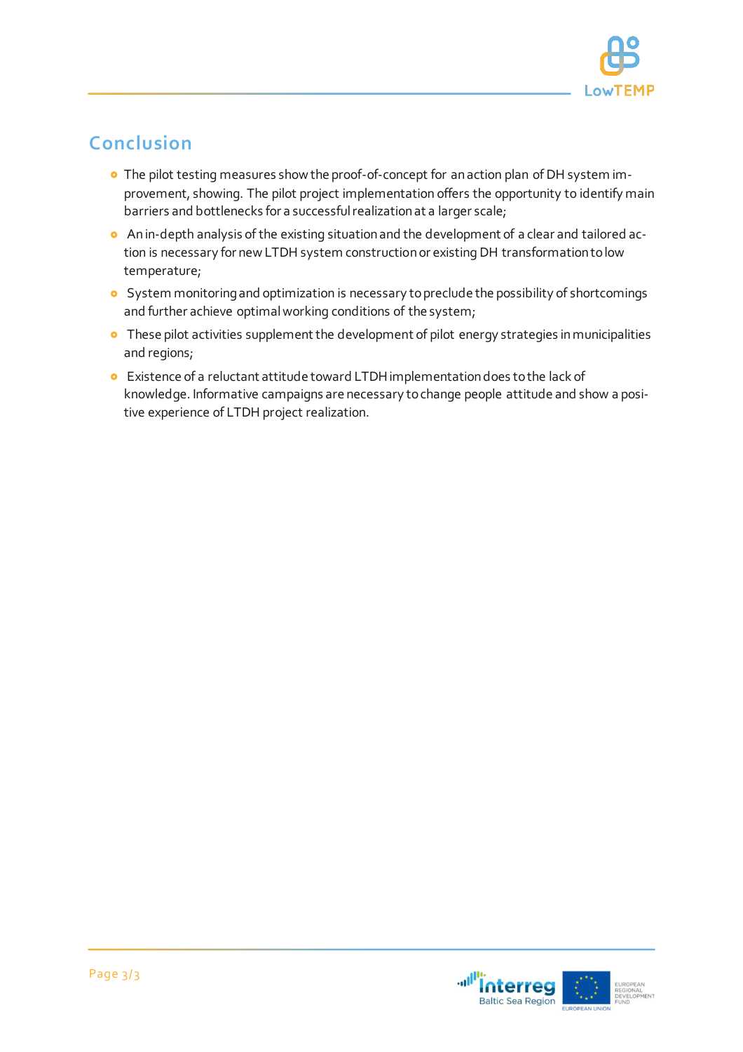## Conclusion

- The pilot testing measures show the proof-of-concept for an action plan of DH system improvement, showing. The pilot project implementation offers the opportunity to identify main barriers and bottlenecks for a successful realization at a larger scale;
- An in-depth analysis of the existing situation and the development of a clear and tailored action is necessary for new LTDH system construction or existing DH transformation to low temperature;
- System monitoring and optimization is necessary to preclude the possibility of shortcomings and further achieve optimal working conditions of the system;
- These pilot activities supplement the development of pilot energy strategies in municipalities and regions;
- Existence of a reluctant attitude toward LTDH implementation does to the lack of knowledge. Informative campaigns are necessary to change people attitude and show a positive experience of LTDH project realization.